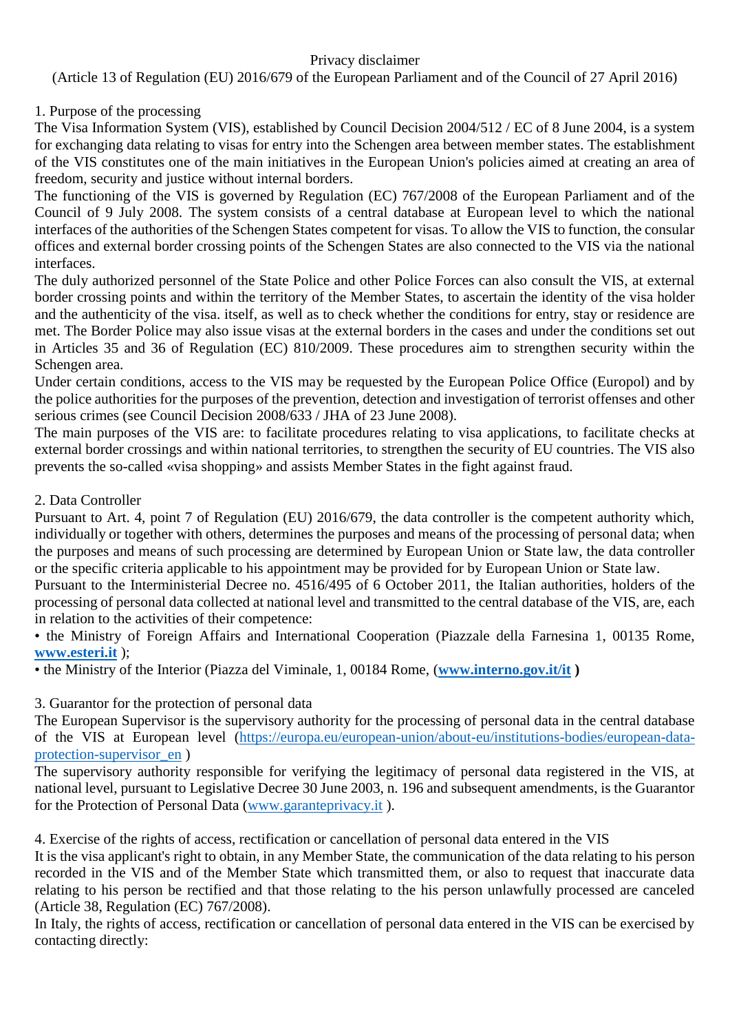# Privacy disclaimer

(Article 13 of Regulation (EU) 2016/679 of the European Parliament and of the Council of 27 April 2016)

## 1. Purpose of the processing

The Visa Information System (VIS), established by Council Decision 2004/512 / EC of 8 June 2004, is a system for exchanging data relating to visas for entry into the Schengen area between member states. The establishment of the VIS constitutes one of the main initiatives in the European Union's policies aimed at creating an area of freedom, security and justice without internal borders.

The functioning of the VIS is governed by Regulation (EC) 767/2008 of the European Parliament and of the Council of 9 July 2008. The system consists of a central database at European level to which the national interfaces of the authorities of the Schengen States competent for visas. To allow the VIS to function, the consular offices and external border crossing points of the Schengen States are also connected to the VIS via the national interfaces.

The duly authorized personnel of the State Police and other Police Forces can also consult the VIS, at external border crossing points and within the territory of the Member States, to ascertain the identity of the visa holder and the authenticity of the visa. itself, as well as to check whether the conditions for entry, stay or residence are met. The Border Police may also issue visas at the external borders in the cases and under the conditions set out in Articles 35 and 36 of Regulation (EC) 810/2009. These procedures aim to strengthen security within the Schengen area.

Under certain conditions, access to the VIS may be requested by the European Police Office (Europol) and by the police authorities for the purposes of the prevention, detection and investigation of terrorist offenses and other serious crimes (see Council Decision 2008/633 / JHA of 23 June 2008).

The main purposes of the VIS are: to facilitate procedures relating to visa applications, to facilitate checks at external border crossings and within national territories, to strengthen the security of EU countries. The VIS also prevents the so-called «visa shopping» and assists Member States in the fight against fraud.

## 2. Data Controller

Pursuant to Art. 4, point 7 of Regulation (EU) 2016/679, the data controller is the competent authority which, individually or together with others, determines the purposes and means of the processing of personal data; when the purposes and means of such processing are determined by European Union or State law, the data controller or the specific criteria applicable to his appointment may be provided for by European Union or State law.

Pursuant to the Interministerial Decree no. 4516/495 of 6 October 2011, the Italian authorities, holders of the processing of personal data collected at national level and transmitted to the central database of the VIS, are, each in relation to the activities of their competence:

- the Ministry of Foreign Affairs and International Cooperation (Piazzale della Farnesina 1, 00135 Rome, **www.esteri.it** );
- the Ministry of the Interior (Piazza del Viminale, 1, 00184 Rome, (**www.interno.gov.it/it )**

## 3. Guarantor for the protection of personal data

The European Supervisor is the supervisory authority for the processing of personal data in the central database of the VIS at European level (https://europa.eu/european-union/about-eu/institutions-bodies/european-data-protection-supervisor_en )

The supervisory authority responsible for verifying the legitimacy of personal data registered in the VIS, at national level, pursuant to Legislative Decree 30 June 2003, n. 196 and subsequent amendments, is the Guarantor for the Protection of Personal Data (www.garanteprivacy.it ).

## 4. Exercise of the rights of access, rectification or cancellation of personal data entered in the VIS

It is the visa applicant's right to obtain, in any Member State, the communication of the data relating to his person recorded in the VIS and of the Member State which transmitted them, or also to request that inaccurate data relating to his person be rectified and that those relating to the his person unlawfully processed are canceled (Article 38, Regulation (EC) 767/2008).

In Italy, the rights of access, rectification or cancellation of personal data entered in the VIS can be exercised by contacting directly: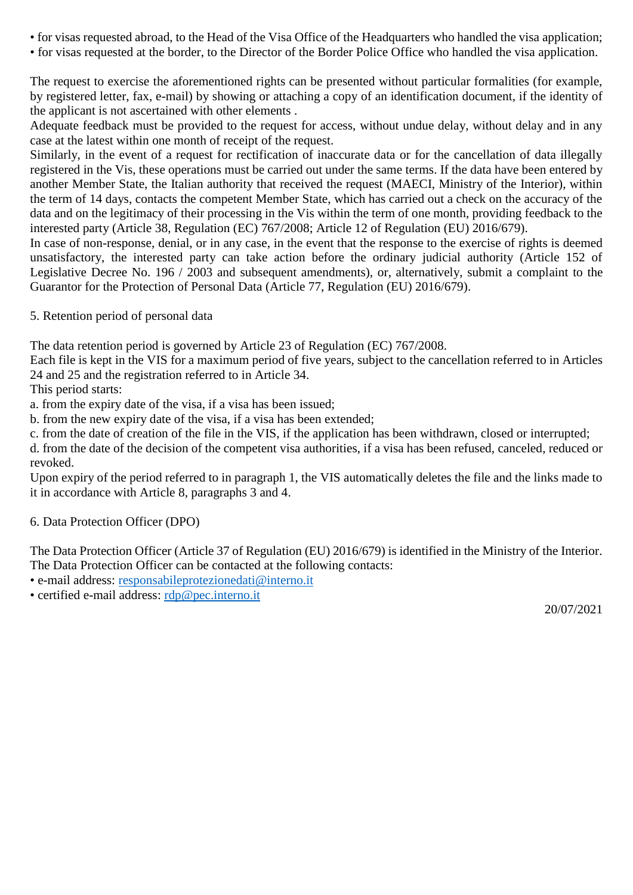- for visas requested abroad, to the Head of the Visa Office of the Headquarters who handled the visa application;
- for visas requested at the border, to the Director of the Border Police Office who handled the visa application.

The request to exercise the aforementioned rights can be presented without particular formalities (for example, by registered letter, fax, e-mail) by showing or attaching a copy of an identification document, if the identity of the applicant is not ascertained with other elements .

Adequate feedback must be provided to the request for access, without undue delay, without delay and in any case at the latest within one month of receipt of the request.

Similarly, in the event of a request for rectification of inaccurate data or for the cancellation of data illegally registered in the Vis, these operations must be carried out under the same terms. If the data have been entered by another Member State, the Italian authority that received the request (MAECI, Ministry of the Interior), within the term of 14 days, contacts the competent Member State, which has carried out a check on the accuracy of the data and on the legitimacy of their processing in the Vis within the term of one month, providing feedback to the interested party (Article 38, Regulation (EC) 767/2008; Article 12 of Regulation (EU) 2016/679).

In case of non-response, denial, or in any case, in the event that the response to the exercise of rights is deemed unsatisfactory, the interested party can take action before the ordinary judicial authority (Article 152 of Legislative Decree No. 196 / 2003 and subsequent amendments), or, alternatively, submit a complaint to the Guarantor for the Protection of Personal Data (Article 77, Regulation (EU) 2016/679).

## 5. Retention period of personal data

The data retention period is governed by Article 23 of Regulation (EC) 767/2008.

Each file is kept in the VIS for a maximum period of five years, subject to the cancellation referred to in Articles 24 and 25 and the registration referred to in Article 34.

This period starts:

a. from the expiry date of the visa, if a visa has been issued;

b. from the new expiry date of the visa, if a visa has been extended;

c. from the date of creation of the file in the VIS, if the application has been withdrawn, closed or interrupted;

d. from the date of the decision of the competent visa authorities, if a visa has been refused, canceled, reduced or revoked.

Upon expiry of the period referred to in paragraph 1, the VIS automatically deletes the file and the links made to it in accordance with Article 8, paragraphs 3 and 4.

## 6. Data Protection Officer (DPO)

The Data Protection Officer (Article 37 of Regulation (EU) 2016/679) is identified in the Ministry of the Interior. The Data Protection Officer can be contacted at the following contacts:

- e-mail address: responsabileprotezionedati@interno.it
- certified e-mail address: rdp@pec.interno.it

20/07/2021